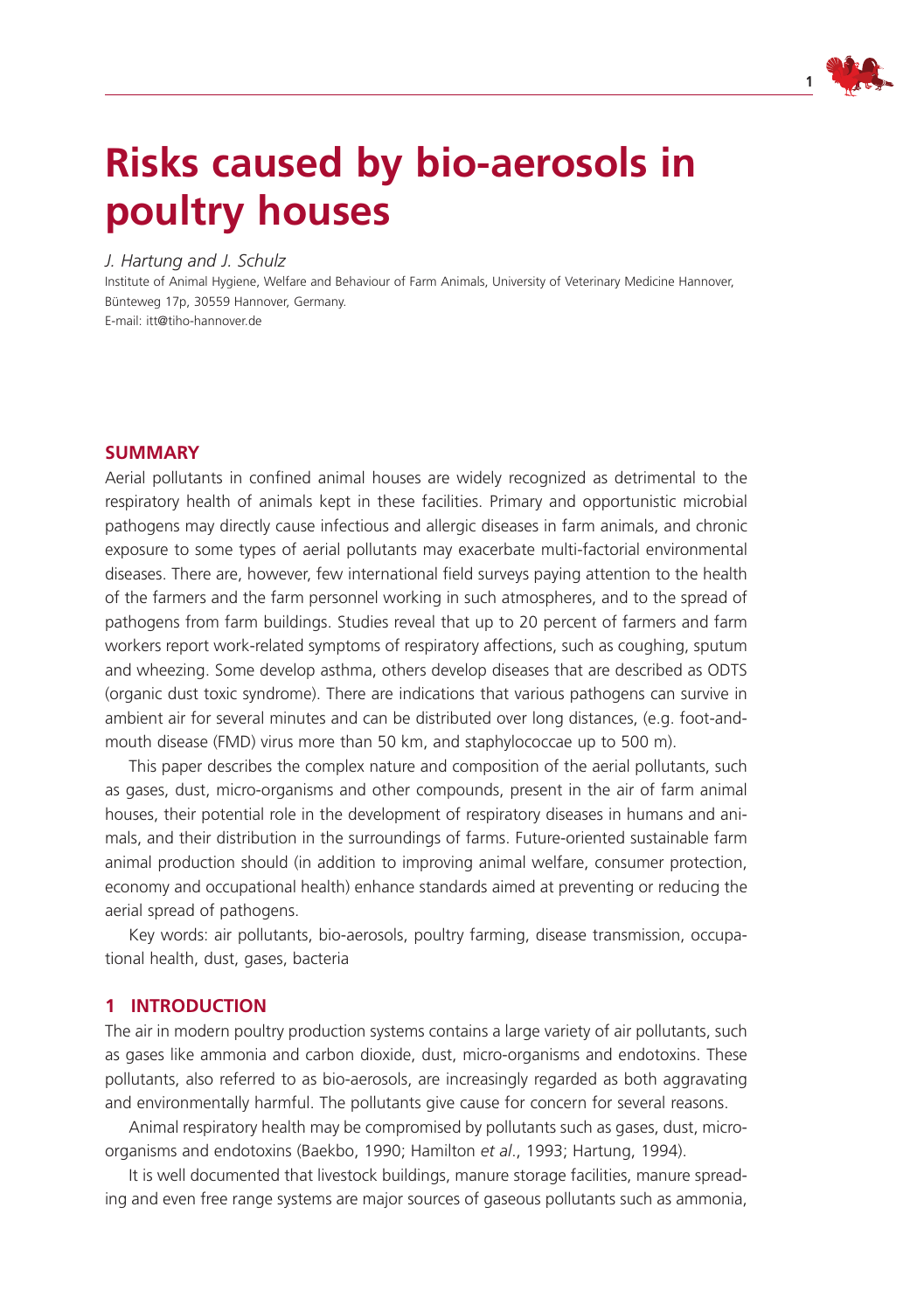# Risks caused by bio-aerosols in poultry houses

*J. Hartung and J. Schulz*

Institute of Animal Hygiene, Welfare and Behaviour of Farm Animals, University of Veterinary Medicine Hannover, Bünteweg 17p, 30559 Hannover, Germany.
E-mail: itt@tiho-hannover.de

## SUMMARY

Aerial pollutants in confined animal houses are widely recognized as detrimental to the respiratory health of animals kept in these facilities. Primary and opportunistic microbial pathogens may directly cause infectious and allergic diseases in farm animals, and chronic exposure to some types of aerial pollutants may exacerbate multi-factorial environmental diseases. There are, however, few international field surveys paying attention to the health of the farmers and the farm personnel working in such atmospheres, and to the spread of pathogens from farm buildings. Studies reveal that up to 20 percent of farmers and farm workers report work-related symptoms of respiratory affections, such as coughing, sputum and wheezing. Some develop asthma, others develop diseases that are described as ODTS (organic dust toxic syndrome). There are indications that various pathogens can survive in ambient air for several minutes and can be distributed over long distances, (e.g. foot-and-mouth disease (FMD) virus more than 50 km, and staphylococcae up to 500 m).

This paper describes the complex nature and composition of the aerial pollutants, such as gases, dust, micro-organisms and other compounds, present in the air of farm animal houses, their potential role in the development of respiratory diseases in humans and animals, and their distribution in the surroundings of farms. Future-oriented sustainable farm animal production should (in addition to improving animal welfare, consumer protection, economy and occupational health) enhance standards aimed at preventing or reducing the aerial spread of pathogens.

Key words: air pollutants, bio-aerosols, poultry farming, disease transmission, occupational health, dust, gases, bacteria

## 1 INTRODUCTION

The air in modern poultry production systems contains a large variety of air pollutants, such as gases like ammonia and carbon dioxide, dust, micro-organisms and endotoxins. These pollutants, also referred to as bio-aerosols, are increasingly regarded as both aggravating and environmentally harmful. The pollutants give cause for concern for several reasons.

Animal respiratory health may be compromised by pollutants such as gases, dust, micro-organisms and endotoxins (Baekbo, 1990; Hamilton *et al*., 1993; Hartung, 1994).

It is well documented that livestock buildings, manure storage facilities, manure spreading and even free range systems are major sources of gaseous pollutants such as ammonia,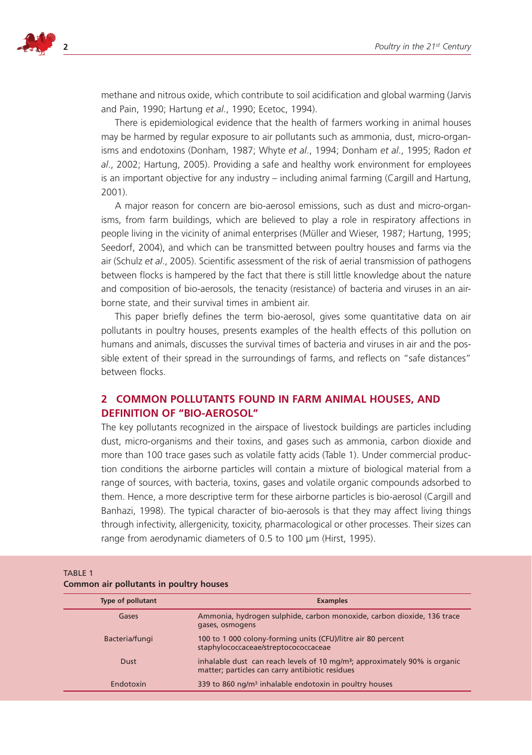methane and nitrous oxide, which contribute to soil acidification and global warming (Jarvis and Pain, 1990; Hartung *et al*., 1990; Ecetoc, 1994).

There is epidemiological evidence that the health of farmers working in animal houses may be harmed by regular exposure to air pollutants such as ammonia, dust, micro-organisms and endotoxins (Donham, 1987; Whyte *et al*., 1994; Donham *et al*., 1995; Radon *et al*., 2002; Hartung, 2005). Providing a safe and healthy work environment for employees is an important objective for any industry – including animal farming (Cargill and Hartung, 2001).

A major reason for concern are bio-aerosol emissions, such as dust and micro-organisms, from farm buildings, which are believed to play a role in respiratory affections in people living in the vicinity of animal enterprises (Müller and Wieser, 1987; Hartung, 1995; Seedorf, 2004), and which can be transmitted between poultry houses and farms via the air (Schulz *et al*., 2005). Scientific assessment of the risk of aerial transmission of pathogens between flocks is hampered by the fact that there is still little knowledge about the nature and composition of bio-aerosols, the tenacity (resistance) of bacteria and viruses in an airborne state, and their survival times in ambient air.

This paper briefly defines the term bio-aerosol, gives some quantitative data on air pollutants in poultry houses, presents examples of the health effects of this pollution on humans and animals, discusses the survival times of bacteria and viruses in air and the possible extent of their spread in the surroundings of farms, and reflects on "safe distances" between flocks.

## 2 COMMON POLLUTANTS FOUND IN FARM ANIMAL HOUSES, AND DEFINITION OF "BIO-AEROSOL"

The key pollutants recognized in the airspace of livestock buildings are particles including dust, micro-organisms and their toxins, and gases such as ammonia, carbon dioxide and more than 100 trace gases such as volatile fatty acids (Table 1). Under commercial production conditions the airborne particles will contain a mixture of biological material from a range of sources, with bacteria, toxins, gases and volatile organic compounds adsorbed to them. Hence, a more descriptive term for these airborne particles is bio-aerosol (Cargill and Banhazi, 1998). The typical character of bio-aerosols is that they may affect living things through infectivity, allergenicity, toxicity, pharmacological or other processes. Their sizes can range from aerodynamic diameters of 0.5 to 100 µm (Hirst, 1995).

TABLE 1
**Common air pollutants in poultry houses**

| Type of pollutant | Examples |
|---|---|
| Gases | Ammonia, hydrogen sulphide, carbon monoxide, carbon dioxide, 136 trace gases, osmogens |
| Bacteria/fungi | 100 to 1 000 colony-forming units (CFU)/litre air 80 percent staphylococcaceae/streptocococcaceae |
| Dust | inhalable dust can reach levels of 10 mg/m³; approximately 90% is organic matter; particles can carry antibiotic residues |
| Endotoxin | 339 to 860 ng/m³ inhalable endotoxin in poultry houses |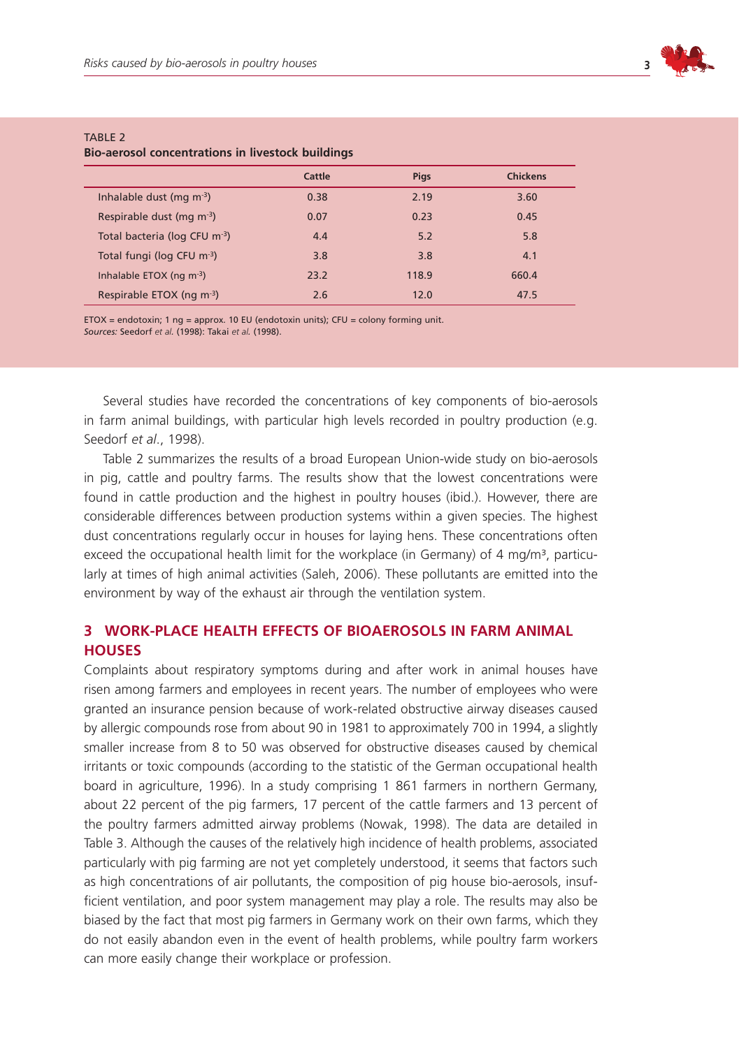TABLE 2
**Bio-aerosol concentrations in livestock buildings**

| | Cattle | Pigs | Chickens |
|---|---|---|---|
| Inhalable dust (mg $m^{-3}$) | 0.38 | 2.19 | 3.60 |
| Respirable dust (mg $m^{-3}$) | 0.07 | 0.23 | 0.45 |
| Total bacteria (log CFU $m^{-3}$) | 4.4 | 5.2 | 5.8 |
| Total fungi (log CFU $m^{-3}$) | 3.8 | 3.8 | 4.1 |
| Inhalable ETOX (ng $m^{-3}$) | 23.2 | 118.9 | 660.4 |
| Respirable ETOX (ng $m^{-3}$) | 2.6 | 12.0 | 47.5 |

ETOX = endotoxin; 1 ng = approx. 10 EU (endotoxin units); CFU = colony forming unit.
*Sources:* Seedorf *et al.* (1998): Takai *et al.* (1998).

Several studies have recorded the concentrations of key components of bio-aerosols in farm animal buildings, with particular high levels recorded in poultry production (e.g. Seedorf *et al*., 1998).

Table 2 summarizes the results of a broad European Union-wide study on bio-aerosols in pig, cattle and poultry farms. The results show that the lowest concentrations were found in cattle production and the highest in poultry houses (ibid.). However, there are considerable differences between production systems within a given species. The highest dust concentrations regularly occur in houses for laying hens. These concentrations often exceed the occupational health limit for the workplace (in Germany) of 4 mg/m³, particularly at times of high animal activities (Saleh, 2006). These pollutants are emitted into the environment by way of the exhaust air through the ventilation system.

## 3 WORK-PLACE HEALTH EFFECTS OF BIOAEROSOLS IN FARM ANIMAL HOUSES

Complaints about respiratory symptoms during and after work in animal houses have risen among farmers and employees in recent years. The number of employees who were granted an insurance pension because of work-related obstructive airway diseases caused by allergic compounds rose from about 90 in 1981 to approximately 700 in 1994, a slightly smaller increase from 8 to 50 was observed for obstructive diseases caused by chemical irritants or toxic compounds (according to the statistic of the German occupational health board in agriculture, 1996). In a study comprising 1 861 farmers in northern Germany, about 22 percent of the pig farmers, 17 percent of the cattle farmers and 13 percent of the poultry farmers admitted airway problems (Nowak, 1998). The data are detailed in Table 3. Although the causes of the relatively high incidence of health problems, associated particularly with pig farming are not yet completely understood, it seems that factors such as high concentrations of air pollutants, the composition of pig house bio-aerosols, insufficient ventilation, and poor system management may play a role. The results may also be biased by the fact that most pig farmers in Germany work on their own farms, which they do not easily abandon even in the event of health problems, while poultry farm workers can more easily change their workplace or profession.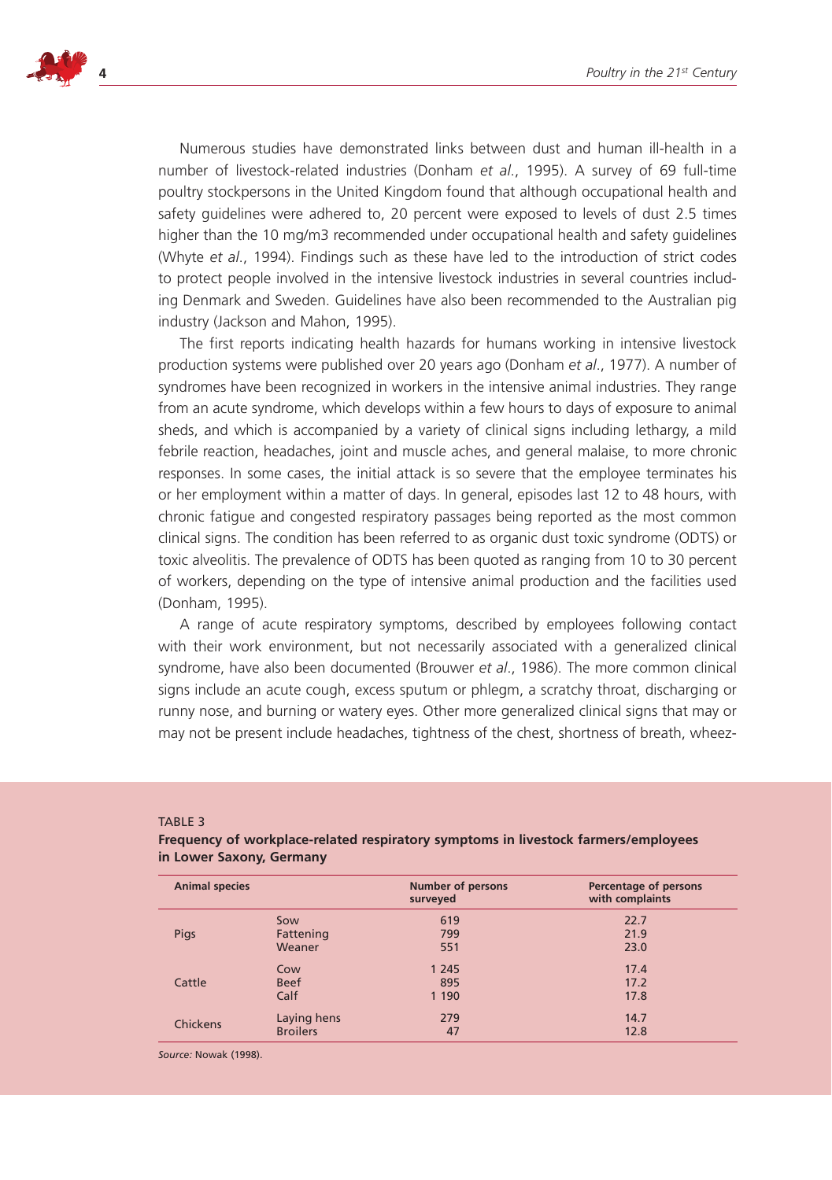Numerous studies have demonstrated links between dust and human ill-health in a number of livestock-related industries (Donham *et al*., 1995). A survey of 69 full-time poultry stockpersons in the United Kingdom found that although occupational health and safety guidelines were adhered to, 20 percent were exposed to levels of dust 2.5 times higher than the 10 mg/m3 recommended under occupational health and safety guidelines (Whyte *et al*., 1994). Findings such as these have led to the introduction of strict codes to protect people involved in the intensive livestock industries in several countries including Denmark and Sweden. Guidelines have also been recommended to the Australian pig industry (Jackson and Mahon, 1995).

The first reports indicating health hazards for humans working in intensive livestock production systems were published over 20 years ago (Donham *et al*., 1977). A number of syndromes have been recognized in workers in the intensive animal industries. They range from an acute syndrome, which develops within a few hours to days of exposure to animal sheds, and which is accompanied by a variety of clinical signs including lethargy, a mild febrile reaction, headaches, joint and muscle aches, and general malaise, to more chronic responses. In some cases, the initial attack is so severe that the employee terminates his or her employment within a matter of days. In general, episodes last 12 to 48 hours, with chronic fatigue and congested respiratory passages being reported as the most common clinical signs. The condition has been referred to as organic dust toxic syndrome (ODTS) or toxic alveolitis. The prevalence of ODTS has been quoted as ranging from 10 to 30 percent of workers, depending on the type of intensive animal production and the facilities used (Donham, 1995).

A range of acute respiratory symptoms, described by employees following contact with their work environment, but not necessarily associated with a generalized clinical syndrome, have also been documented (Brouwer *et al*., 1986). The more common clinical signs include an acute cough, excess sputum or phlegm, a scratchy throat, discharging or runny nose, and burning or watery eyes. Other more generalized clinical signs that may or may not be present include headaches, tightness of the chest, shortness of breath, wheez-

TABLE 3

**Frequency of workplace-related respiratory symptoms in livestock farmers/employees in Lower Saxony, Germany**

| Animal species | | Number of persons surveyed | Percentage of persons with complaints |
|---|---|---|---|
| Pigs | Sow | 619 | 22.7 |
| | Fattening | 799 | 21.9 |
| | Weaner | 551 | 23.0 |
| Cattle | Cow | 1 245 | 17.4 |
| | Beef | 895 | 17.2 |
| | Calf | 1 190 | 17.8 |
| Chickens | Laying hens | 279 | 14.7 |
| | Broilers | 47 | 12.8 |

*Source:* Nowak (1998).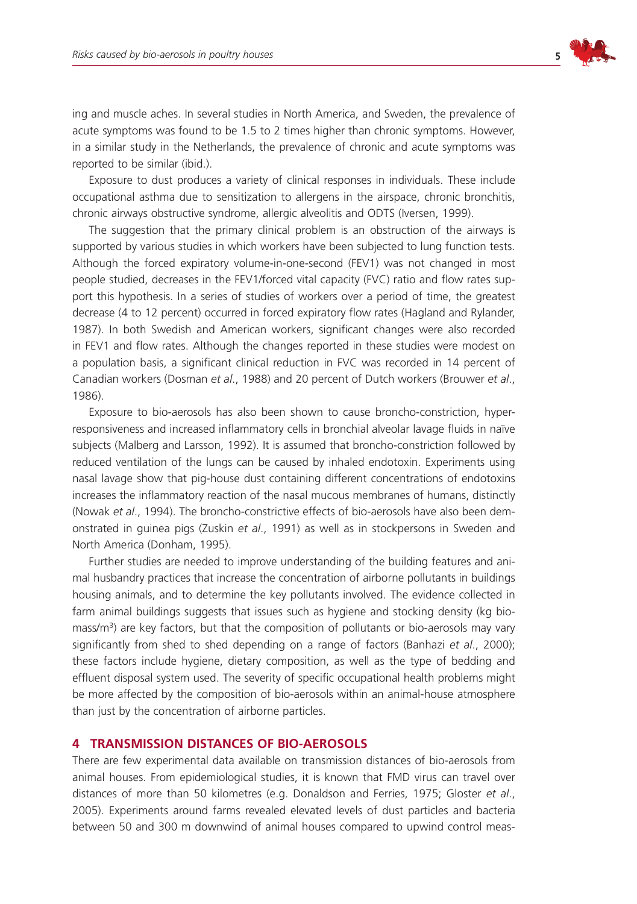ing and muscle aches. In several studies in North America, and Sweden, the prevalence of acute symptoms was found to be 1.5 to 2 times higher than chronic symptoms. However, in a similar study in the Netherlands, the prevalence of chronic and acute symptoms was reported to be similar (ibid.).

Exposure to dust produces a variety of clinical responses in individuals. These include occupational asthma due to sensitization to allergens in the airspace, chronic bronchitis, chronic airways obstructive syndrome, allergic alveolitis and ODTS (Iversen, 1999).

The suggestion that the primary clinical problem is an obstruction of the airways is supported by various studies in which workers have been subjected to lung function tests. Although the forced expiratory volume-in-one-second (FEV1) was not changed in most people studied, decreases in the FEV1/forced vital capacity (FVC) ratio and flow rates support this hypothesis. In a series of studies of workers over a period of time, the greatest decrease (4 to 12 percent) occurred in forced expiratory flow rates (Hagland and Rylander, 1987). In both Swedish and American workers, significant changes were also recorded in FEV1 and flow rates. Although the changes reported in these studies were modest on a population basis, a significant clinical reduction in FVC was recorded in 14 percent of Canadian workers (Dosman *et al*., 1988) and 20 percent of Dutch workers (Brouwer *et al*., 1986).

Exposure to bio-aerosols has also been shown to cause broncho-constriction, hyper-responsiveness and increased inflammatory cells in bronchial alveolar lavage fluids in naïve subjects (Malberg and Larsson, 1992). It is assumed that broncho-constriction followed by reduced ventilation of the lungs can be caused by inhaled endotoxin. Experiments using nasal lavage show that pig-house dust containing different concentrations of endotoxins increases the inflammatory reaction of the nasal mucous membranes of humans, distinctly (Nowak *et al*., 1994). The broncho-constrictive effects of bio-aerosols have also been demonstrated in guinea pigs (Zuskin *et al*., 1991) as well as in stockpersons in Sweden and North America (Donham, 1995).

Further studies are needed to improve understanding of the building features and animal husbandry practices that increase the concentration of airborne pollutants in buildings housing animals, and to determine the key pollutants involved. The evidence collected in farm animal buildings suggests that issues such as hygiene and stocking density (kg biomass/m$^3$) are key factors, but that the composition of pollutants or bio-aerosols may vary significantly from shed to shed depending on a range of factors (Banhazi *et al*., 2000); these factors include hygiene, dietary composition, as well as the type of bedding and effluent disposal system used. The severity of specific occupational health problems might be more affected by the composition of bio-aerosols within an animal-house atmosphere than just by the concentration of airborne particles.

## 4 TRANSMISSION DISTANCES OF BIO-AEROSOLS

There are few experimental data available on transmission distances of bio-aerosols from animal houses. From epidemiological studies, it is known that FMD virus can travel over distances of more than 50 kilometres (e.g. Donaldson and Ferries, 1975; Gloster *et al*., 2005). Experiments around farms revealed elevated levels of dust particles and bacteria between 50 and 300 m downwind of animal houses compared to upwind control meas-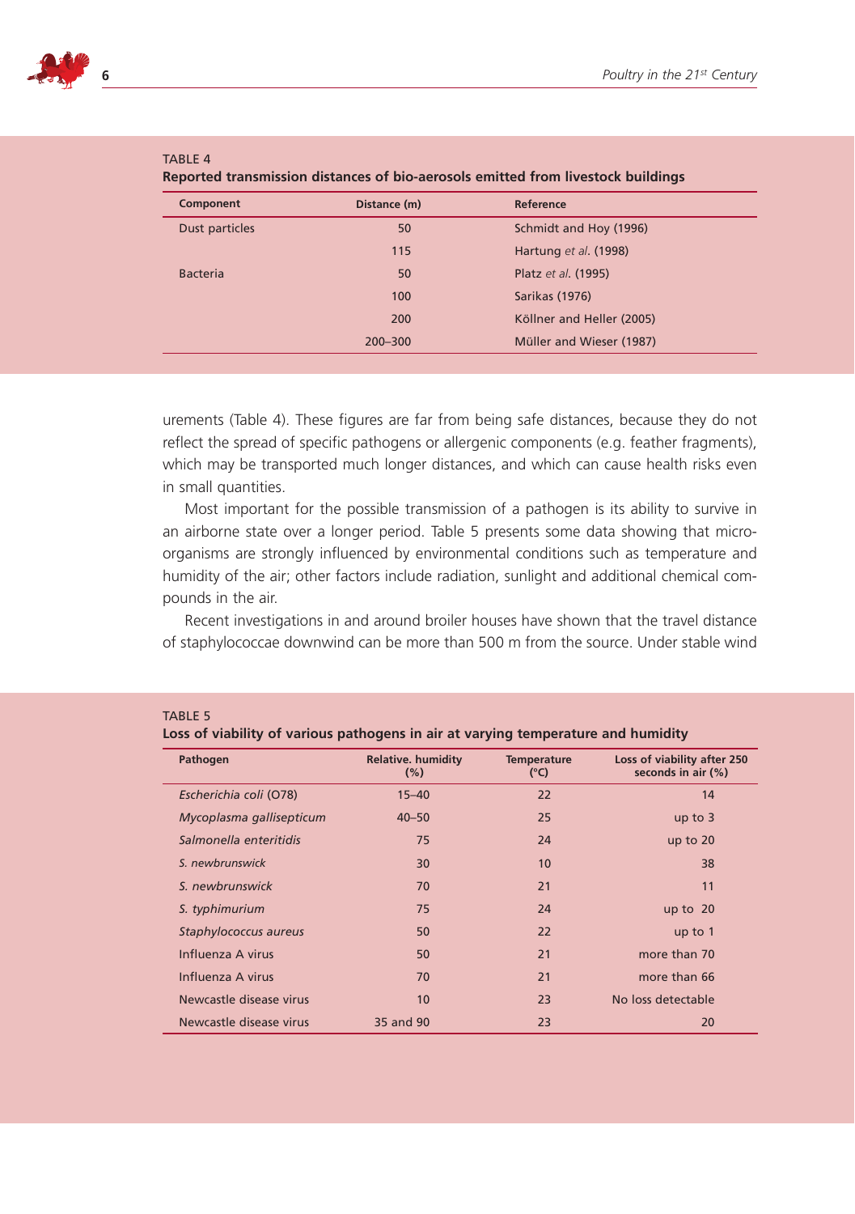TABLE 4
**Reported transmission distances of bio-aerosols emitted from livestock buildings**

| Component | Distance (m) | Reference |
|---|---|---|
| Dust particles | 50 | Schmidt and Hoy (1996) |
| | 115 | Hartung *et al*. (1998) |
| Bacteria | 50 | Platz *et al*. (1995) |
| | 100 | Sarikas (1976) |
| | 200 | Köllner and Heller (2005) |
| | 200–300 | Müller and Wieser (1987) |

urements (Table 4). These figures are far from being safe distances, because they do not reflect the spread of specific pathogens or allergenic components (e.g. feather fragments), which may be transported much longer distances, and which can cause health risks even in small quantities.

Most important for the possible transmission of a pathogen is its ability to survive in an airborne state over a longer period. Table 5 presents some data showing that micro-organisms are strongly influenced by environmental conditions such as temperature and humidity of the air; other factors include radiation, sunlight and additional chemical compounds in the air.

Recent investigations in and around broiler houses have shown that the travel distance of staphylococcae downwind can be more than 500 m from the source. Under stable wind

TABLE 5
**Loss of viability of various pathogens in air at varying temperature and humidity**

| Pathogen | Relative. humidity (%) | Temperature (°C) | Loss of viability after 250 seconds in air (%) |
|---|---|---|---|
| *Escherichia coli* (O78) | 15–40 | 22 | 14 |
| *Mycoplasma gallisepticum* | 40–50 | 25 | up to 3 |
| *Salmonella enteritidis* | 75 | 24 | up to 20 |
| *S. newbrunswick* | 30 | 10 | 38 |
| *S. newbrunswick* | 70 | 21 | 11 |
| *S. typhimurium* | 75 | 24 | up to 20 |
| *Staphylococcus aureus* | 50 | 22 | up to 1 |
| Influenza A virus | 50 | 21 | more than 70 |
| Influenza A virus | 70 | 21 | more than 66 |
| Newcastle disease virus | 10 | 23 | No loss detectable |
| Newcastle disease virus | 35 and 90 | 23 | 20 |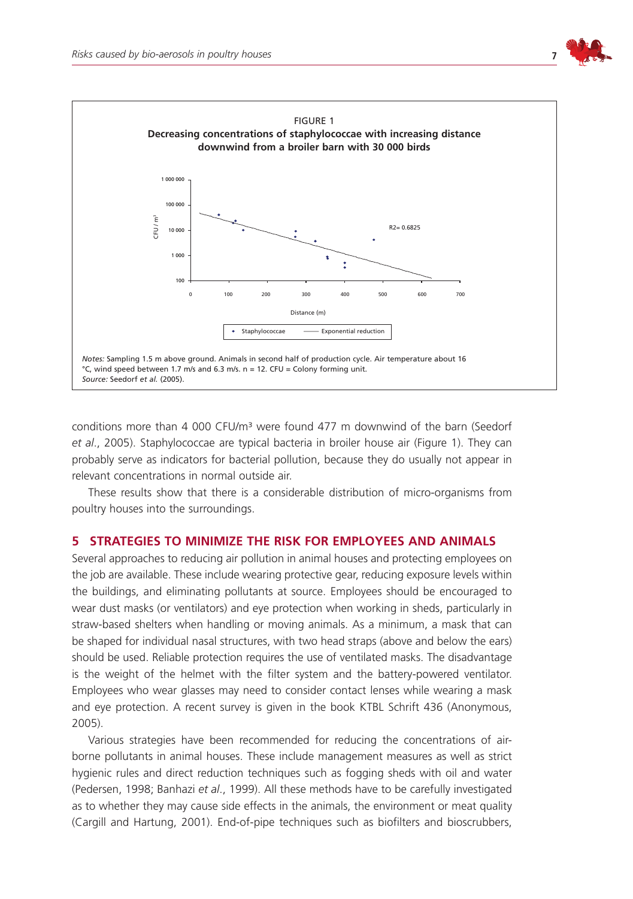FIGURE 1
**Decreasing concentrations of staphylococcae with increasing distance downwind from a broiler barn with 30 000 birds**

*Notes:* Sampling 1.5 m above ground. Animals in second half of production cycle. Air temperature about 16 °C, wind speed between 1.7 m/s and 6.3 m/s. n = 12. CFU = Colony forming unit.
*Source:* Seedorf *et al.* (2005).

conditions more than 4 000 CFU/m³ were found 477 m downwind of the barn (Seedorf *et al*., 2005). Staphylococcae are typical bacteria in broiler house air (Figure 1). They can probably serve as indicators for bacterial pollution, because they do usually not appear in relevant concentrations in normal outside air.

These results show that there is a considerable distribution of micro-organisms from poultry houses into the surroundings.

## 5 STRATEGIES TO MINIMIZE THE RISK FOR EMPLOYEES AND ANIMALS

Several approaches to reducing air pollution in animal houses and protecting employees on the job are available. These include wearing protective gear, reducing exposure levels within the buildings, and eliminating pollutants at source. Employees should be encouraged to wear dust masks (or ventilators) and eye protection when working in sheds, particularly in straw-based shelters when handling or moving animals. As a minimum, a mask that can be shaped for individual nasal structures, with two head straps (above and below the ears) should be used. Reliable protection requires the use of ventilated masks. The disadvantage is the weight of the helmet with the filter system and the battery-powered ventilator. Employees who wear glasses may need to consider contact lenses while wearing a mask and eye protection. A recent survey is given in the book KTBL Schrift 436 (Anonymous, 2005).

Various strategies have been recommended for reducing the concentrations of air-borne pollutants in animal houses. These include management measures as well as strict hygienic rules and direct reduction techniques such as fogging sheds with oil and water (Pedersen, 1998; Banhazi *et al*., 1999). All these methods have to be carefully investigated as to whether they may cause side effects in the animals, the environment or meat quality (Cargill and Hartung, 2001). End-of-pipe techniques such as biofilters and bioscrubbers,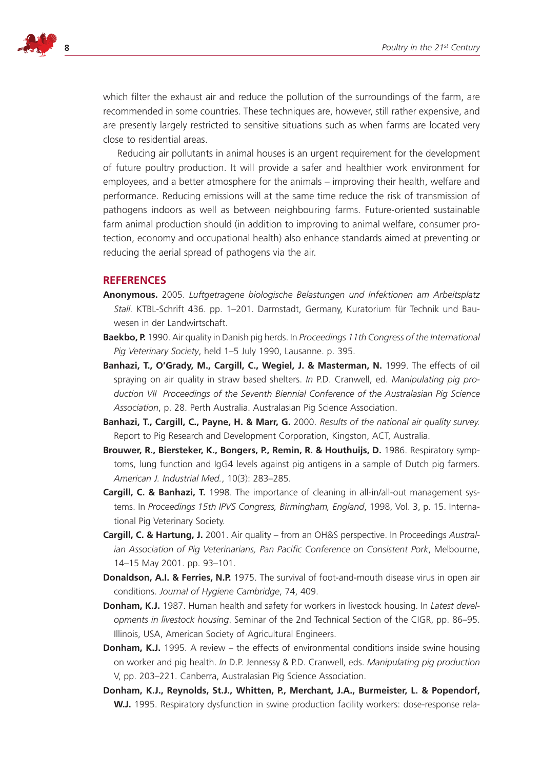which filter the exhaust air and reduce the pollution of the surroundings of the farm, are recommended in some countries. These techniques are, however, still rather expensive, and are presently largely restricted to sensitive situations such as when farms are located very close to residential areas.

Reducing air pollutants in animal houses is an urgent requirement for the development of future poultry production. It will provide a safer and healthier work environment for employees, and a better atmosphere for the animals – improving their health, welfare and performance. Reducing emissions will at the same time reduce the risk of transmission of pathogens indoors as well as between neighbouring farms. Future-oriented sustainable farm animal production should (in addition to improving to animal welfare, consumer protection, economy and occupational health) also enhance standards aimed at preventing or reducing the aerial spread of pathogens via the air.

## REFERENCES

**Anonymous.** 2005. *Luftgetragene biologische Belastungen und Infektionen am Arbeitsplatz Stall.* KTBL-Schrift 436. pp. 1–201. Darmstadt, Germany, Kuratorium für Technik und Bauwesen in der Landwirtschaft.

**Baekbo, P.** 1990. Air quality in Danish pig herds. In *Proceedings 11th Congress of the International Pig Veterinary Society*, held 1–5 July 1990, Lausanne. p. 395.

**Banhazi, T., O'Grady, M., Cargill, C., Wegiel, J. & Masterman, N.** 1999. The effects of oil spraying on air quality in straw based shelters. *In* P.D. Cranwell, ed. *Manipulating pig production VII Proceedings of the Seventh Biennial Conference of the Australasian Pig Science Association*, p. 28. Perth Australia. Australasian Pig Science Association.

**Banhazi, T., Cargill, C., Payne, H. & Marr, G.** 2000. *Results of the national air quality survey.* Report to Pig Research and Development Corporation, Kingston, ACT, Australia.

**Brouwer, R., Biersteker, K., Bongers, P., Remin, R. & Houthuijs, D.** 1986. Respiratory symptoms, lung function and IgG4 levels against pig antigens in a sample of Dutch pig farmers. *American J. Industrial Med.*, 10(3): 283–285.

**Cargill, C. & Banhazi, T.** 1998. The importance of cleaning in all-in/all-out management systems. In *Proceedings 15th IPVS Congress, Birmingham, England*, 1998, Vol. 3, p. 15. International Pig Veterinary Society.

**Cargill, C. & Hartung, J.** 2001. Air quality – from an OH&S perspective. In Proceedings *Australian Association of Pig Veterinarians, Pan Pacific Conference on Consistent Pork*, Melbourne, 14–15 May 2001. pp. 93–101.

**Donaldson, A.I. & Ferries, N.P.** 1975. The survival of foot-and-mouth disease virus in open air conditions. *Journal of Hygiene Cambridge*, 74, 409.

**Donham, K.J.** 1987. Human health and safety for workers in livestock housing. In *Latest developments in livestock housing*. Seminar of the 2nd Technical Section of the CIGR, pp. 86–95. Illinois, USA, American Society of Agricultural Engineers.

**Donham, K.J.** 1995. A review – the effects of environmental conditions inside swine housing on worker and pig health. *In* D.P. Jennessy & P.D. Cranwell, eds. *Manipulating pig production* V, pp. 203–221. Canberra, Australasian Pig Science Association.

**Donham, K.J., Reynolds, St.J., Whitten, P., Merchant, J.A., Burmeister, L. & Popendorf, W.J.** 1995. Respiratory dysfunction in swine production facility workers: dose-response rela-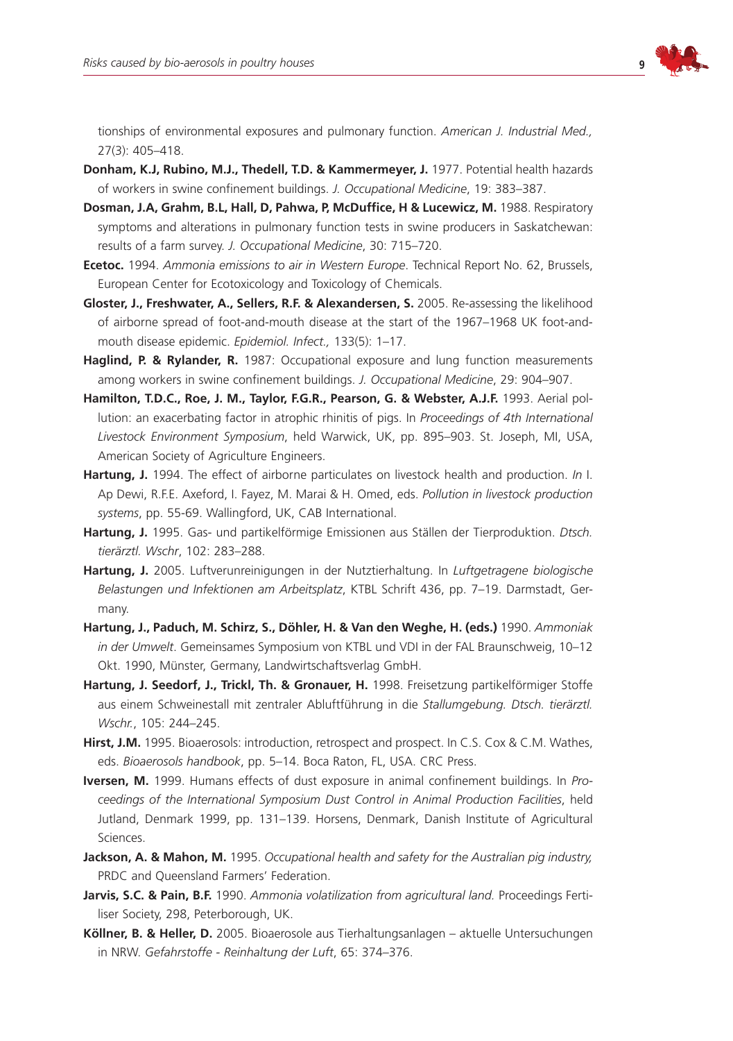tionships of environmental exposures and pulmonary function. *American J. Industrial Med.,* 27(3): 405–418.

**Donham, K.J, Rubino, M.J., Thedell, T.D. & Kammermeyer, J.** 1977. Potential health hazards of workers in swine confinement buildings. *J. Occupational Medicine*, 19: 383–387.

**Dosman, J.A, Grahm, B.L, Hall, D, Pahwa, P, McDuffice, H & Lucewicz, M.** 1988. Respiratory symptoms and alterations in pulmonary function tests in swine producers in Saskatchewan: results of a farm survey. *J. Occupational Medicine*, 30: 715–720.

**Ecetoc.** 1994. *Ammonia emissions to air in Western Europe*. Technical Report No. 62, Brussels, European Center for Ecotoxicology and Toxicology of Chemicals.

**Gloster, J., Freshwater, A., Sellers, R.F. & Alexandersen, S.** 2005. Re-assessing the likelihood of airborne spread of foot-and-mouth disease at the start of the 1967–1968 UK foot-and-mouth disease epidemic. *Epidemiol. Infect.,* 133(5): 1–17.

**Haglind, P. & Rylander, R.** 1987: Occupational exposure and lung function measurements among workers in swine confinement buildings. *J. Occupational Medicine*, 29: 904–907.

**Hamilton, T.D.C., Roe, J. M., Taylor, F.G.R., Pearson, G. & Webster, A.J.F.** 1993. Aerial pollution: an exacerbating factor in atrophic rhinitis of pigs. In *Proceedings of 4th International Livestock Environment Symposium*, held Warwick, UK, pp. 895–903. St. Joseph, MI, USA, American Society of Agriculture Engineers.

**Hartung, J.** 1994. The effect of airborne particulates on livestock health and production. *In* I. Ap Dewi, R.F.E. Axeford, I. Fayez, M. Marai & H. Omed, eds. *Pollution in livestock production systems*, pp. 55-69. Wallingford, UK, CAB International.

**Hartung, J.** 1995. Gas- und partikelförmige Emissionen aus Ställen der Tierproduktion. *Dtsch. tierärztl. Wschr*, 102: 283–288.

**Hartung, J.** 2005. Luftverunreinigungen in der Nutztierhaltung. In *Luftgetragene biologische Belastungen und Infektionen am Arbeitsplatz*, KTBL Schrift 436, pp. 7–19. Darmstadt, Germany.

**Hartung, J., Paduch, M. Schirz, S., Döhler, H. & Van den Weghe, H. (eds.)** 1990. *Ammoniak in der Umwelt*. Gemeinsames Symposium von KTBL und VDI in der FAL Braunschweig, 10–12 Okt. 1990, Münster, Germany, Landwirtschaftsverlag GmbH.

**Hartung, J. Seedorf, J., Trickl, Th. & Gronauer, H.** 1998. Freisetzung partikelförmiger Stoffe aus einem Schweinestall mit zentraler Abluftführung in die *Stallumgebung. Dtsch. tierärztl. Wschr.*, 105: 244–245.

**Hirst, J.M.** 1995. Bioaerosols: introduction, retrospect and prospect. In C.S. Cox & C.M. Wathes, eds. *Bioaerosols handbook*, pp. 5–14. Boca Raton, FL, USA. CRC Press.

**Iversen, M.** 1999. Humans effects of dust exposure in animal confinement buildings. In *Proceedings of the International Symposium Dust Control in Animal Production Facilities*, held Jutland, Denmark 1999, pp. 131–139. Horsens, Denmark, Danish Institute of Agricultural Sciences.

**Jackson, A. & Mahon, M.** 1995. *Occupational health and safety for the Australian pig industry,* PRDC and Queensland Farmers' Federation.

**Jarvis, S.C. & Pain, B.F.** 1990. *Ammonia volatilization from agricultural land.* Proceedings Fertiliser Society, 298, Peterborough, UK.

**Köllner, B. & Heller, D.** 2005. Bioaerosole aus Tierhaltungsanlagen – aktuelle Untersuchungen in NRW. *Gefahrstoffe - Reinhaltung der Luft*, 65: 374–376.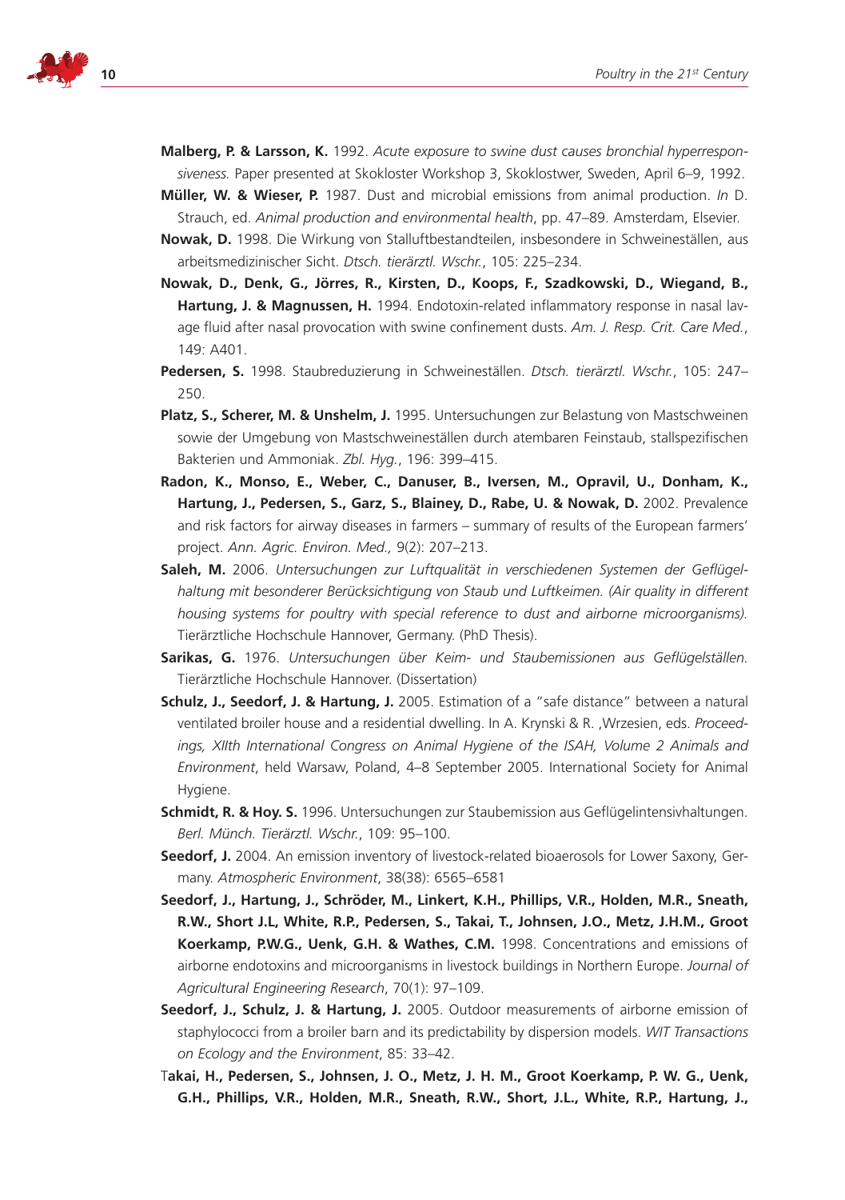**Malberg, P. & Larsson, K.** 1992. *Acute exposure to swine dust causes bronchial hyperresponsiveness.* Paper presented at Skokloster Workshop 3, Skoklostwer, Sweden, April 6–9, 1992.

**Müller, W. & Wieser, P.** 1987. Dust and microbial emissions from animal production. *In* D. Strauch, ed. *Animal production and environmental health*, pp. 47–89. Amsterdam, Elsevier.

**Nowak, D.** 1998. Die Wirkung von Stalluftbestandteilen, insbesondere in Schweineställen, aus arbeitsmedizinischer Sicht. *Dtsch. tierärztl. Wschr.*, 105: 225–234.

**Nowak, D., Denk, G., Jörres, R., Kirsten, D., Koops, F., Szadkowski, D., Wiegand, B., Hartung, J. & Magnussen, H.** 1994. Endotoxin-related inflammatory response in nasal lavage fluid after nasal provocation with swine confinement dusts. *Am. J. Resp. Crit. Care Med.*, 149: A401.

**Pedersen, S.** 1998. Staubreduzierung in Schweineställen. *Dtsch. tierärztl. Wschr.*, 105: 247–250.

**Platz, S., Scherer, M. & Unshelm, J.** 1995. Untersuchungen zur Belastung von Mastschweinen sowie der Umgebung von Mastschweineställen durch atembaren Feinstaub, stallspezifischen Bakterien und Ammoniak. *Zbl. Hyg.*, 196: 399–415.

**Radon, K., Monso, E., Weber, C., Danuser, B., Iversen, M., Opravil, U., Donham, K., Hartung, J., Pedersen, S., Garz, S., Blainey, D., Rabe, U. & Nowak, D.** 2002. Prevalence and risk factors for airway diseases in farmers – summary of results of the European farmers' project. *Ann. Agric. Environ. Med.,* 9(2): 207–213.

**Saleh, M.** 2006. *Untersuchungen zur Luftqualität in verschiedenen Systemen der Geflügelhaltung mit besonderer Berücksichtigung von Staub und Luftkeimen. (Air quality in different housing systems for poultry with special reference to dust and airborne microorganisms).* Tierärztliche Hochschule Hannover, Germany. (PhD Thesis).

**Sarikas, G.** 1976. *Untersuchungen über Keim- und Staubemissionen aus Geflügelställen.* Tierärztliche Hochschule Hannover. (Dissertation)

**Schulz, J., Seedorf, J. & Hartung, J.** 2005. Estimation of a "safe distance" between a natural ventilated broiler house and a residential dwelling. In A. Krynski & R. ,Wrzesien, eds. *Proceedings, XIIth International Congress on Animal Hygiene of the ISAH, Volume 2 Animals and Environment*, held Warsaw, Poland, 4–8 September 2005. International Society for Animal Hygiene.

**Schmidt, R. & Hoy. S.** 1996. Untersuchungen zur Staubemission aus Geflügelintensivhaltungen. *Berl. Münch. Tierärztl. Wschr.*, 109: 95–100.

**Seedorf, J.** 2004. An emission inventory of livestock-related bioaerosols for Lower Saxony, Germany. *Atmospheric Environment*, 38(38): 6565–6581

**Seedorf, J., Hartung, J., Schröder, M., Linkert, K.H., Phillips, V.R., Holden, M.R., Sneath, R.W., Short J.L, White, R.P., Pedersen, S., Takai, T., Johnsen, J.O., Metz, J.H.M., Groot Koerkamp, P.W.G., Uenk, G.H. & Wathes, C.M.** 1998. Concentrations and emissions of airborne endotoxins and microorganisms in livestock buildings in Northern Europe. *Journal of Agricultural Engineering Research*, 70(1): 97–109.

**Seedorf, J., Schulz, J. & Hartung, J.** 2005. Outdoor measurements of airborne emission of staphylococci from a broiler barn and its predictability by dispersion models. *WIT Transactions on Ecology and the Environment*, 85: 33–42.

T**akai, H., Pedersen, S., Johnsen, J. O., Metz, J. H. M., Groot Koerkamp, P. W. G., Uenk, G.H., Phillips, V.R., Holden, M.R., Sneath, R.W., Short, J.L., White, R.P., Hartung, J.,**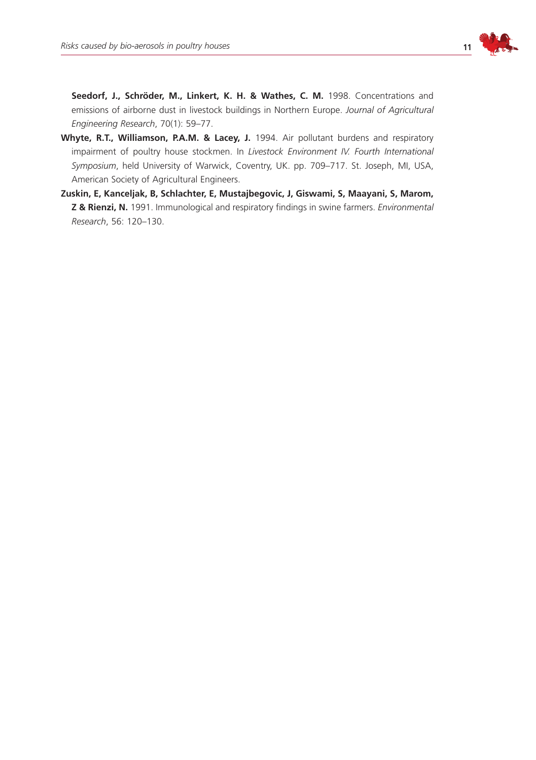**Seedorf, J., Schröder, M., Linkert, K. H. & Wathes, C. M.** 1998. Concentrations and emissions of airborne dust in livestock buildings in Northern Europe. *Journal of Agricultural Engineering Research*, 70(1): 59–77.

**Whyte, R.T., Williamson, P.A.M. & Lacey, J.** 1994. Air pollutant burdens and respiratory impairment of poultry house stockmen. In *Livestock Environment IV. Fourth International Symposium*, held University of Warwick, Coventry, UK. pp. 709–717. St. Joseph, MI, USA, American Society of Agricultural Engineers.

**Zuskin, E, Kanceljak, B, Schlachter, E, Mustajbegovic, J, Giswami, S, Maayani, S, Marom, Z & Rienzi, N.** 1991. Immunological and respiratory findings in swine farmers. *Environmental Research*, 56: 120–130.